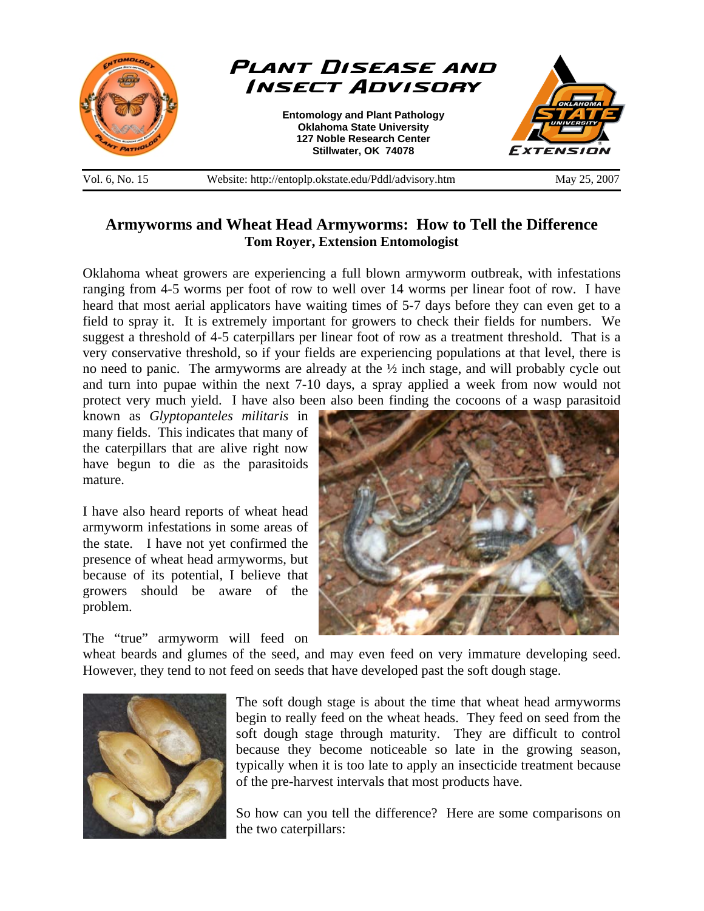# Plant Disease and Insect Advisory

**Entomology and Plant Pathology**
**Oklahoma State University**
**127 Noble Research Center**
**Stillwater, OK 74078**

Vol. 6, No. 15 Website: http://entoplp.okstate.edu/Pddl/advisory.htm May 25, 2007

## Armyworms and Wheat Head Armyworms: How to Tell the Difference

**Tom Royer, Extension Entomologist**

Oklahoma wheat growers are experiencing a full blown armyworm outbreak, with infestations ranging from 4-5 worms per foot of row to well over 14 worms per linear foot of row. I have heard that most aerial applicators have waiting times of 5-7 days before they can even get to a field to spray it. It is extremely important for growers to check their fields for numbers. We suggest a threshold of 4-5 caterpillars per linear foot of row as a treatment threshold. That is a very conservative threshold, so if your fields are experiencing populations at that level, there is no need to panic. The armyworms are already at the ½ inch stage, and will probably cycle out and turn into pupae within the next 7-10 days, a spray applied a week from now would not protect very much yield. I have also been also been finding the cocoons of a wasp parasitoid known as *Glyptopanteles militaris* in many fields. This indicates that many of the caterpillars that are alive right now have begun to die as the parasitoids mature.

I have also heard reports of wheat head armyworm infestations in some areas of the state. I have not yet confirmed the presence of wheat head armyworms, but because of its potential, I believe that growers should be aware of the problem.

The "true" armyworm will feed on wheat beards and glumes of the seed, and may even feed on very immature developing seed. However, they tend to not feed on seeds that have developed past the soft dough stage.

The soft dough stage is about the time that wheat head armyworms begin to really feed on the wheat heads. They feed on seed from the soft dough stage through maturity. They are difficult to control because they become noticeable so late in the growing season, typically when it is too late to apply an insecticide treatment because of the pre-harvest intervals that most products have.

So how can you tell the difference? Here are some comparisons on the two caterpillars: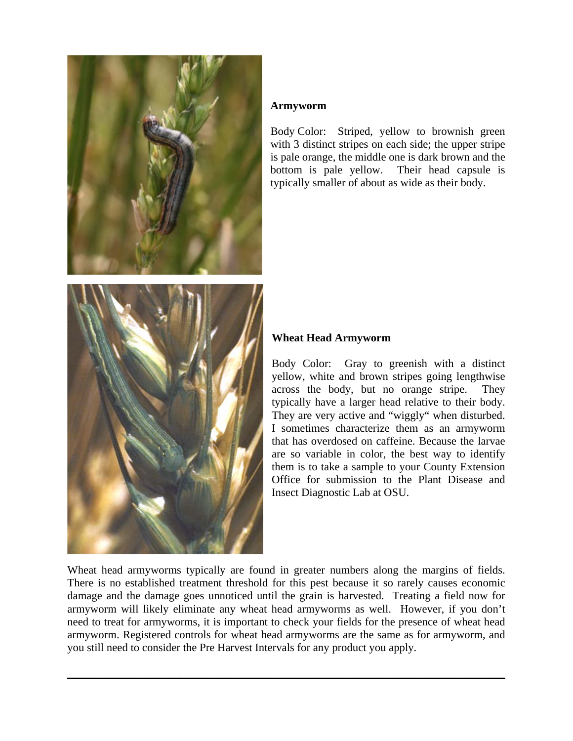**Armyworm**

Body Color: Striped, yellow to brownish green with 3 distinct stripes on each side; the upper stripe is pale orange, the middle one is dark brown and the bottom is pale yellow. Their head capsule is typically smaller of about as wide as their body.

**Wheat Head Armyworm**

Body Color: Gray to greenish with a distinct yellow, white and brown stripes going lengthwise across the body, but no orange stripe. They typically have a larger head relative to their body. They are very active and "wiggly" when disturbed. I sometimes characterize them as an armyworm that has overdosed on caffeine. Because the larvae are so variable in color, the best way to identify them is to take a sample to your County Extension Office for submission to the Plant Disease and Insect Diagnostic Lab at OSU.

Wheat head armyworms typically are found in greater numbers along the margins of fields. There is no established treatment threshold for this pest because it so rarely causes economic damage and the damage goes unnoticed until the grain is harvested. Treating a field now for armyworm will likely eliminate any wheat head armyworms as well. However, if you don't need to treat for armyworms, it is important to check your fields for the presence of wheat head armyworm. Registered controls for wheat head armyworms are the same as for armyworm, and you still need to consider the Pre Harvest Intervals for any product you apply.

---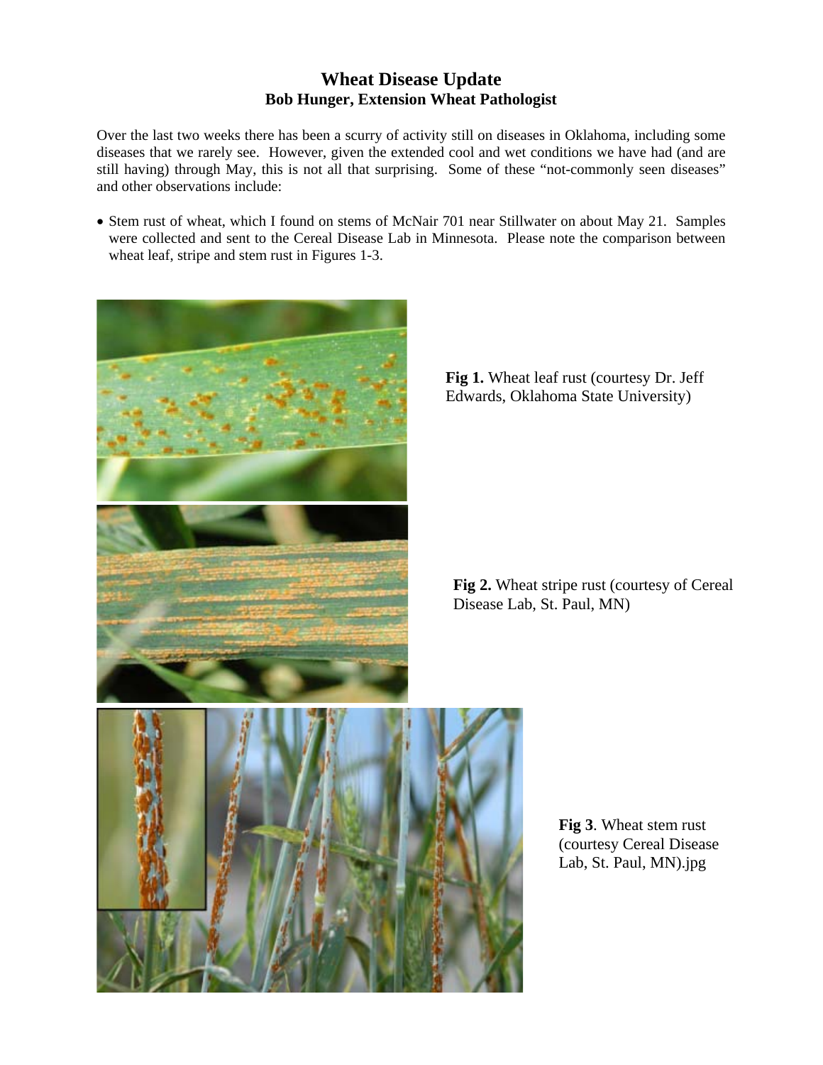# Wheat Disease Update

**Bob Hunger, Extension Wheat Pathologist**

Over the last two weeks there has been a scurry of activity still on diseases in Oklahoma, including some diseases that we rarely see. However, given the extended cool and wet conditions we have had (and are still having) through May, this is not all that surprising. Some of these "not-commonly seen diseases" and other observations include:

- Stem rust of wheat, which I found on stems of McNair 701 near Stillwater on about May 21. Samples were collected and sent to the Cereal Disease Lab in Minnesota. Please note the comparison between wheat leaf, stripe and stem rust in Figures 1-3.

**Fig 1.** Wheat leaf rust (courtesy Dr. Jeff Edwards, Oklahoma State University)

**Fig 2.** Wheat stripe rust (courtesy of Cereal Disease Lab, St. Paul, MN)

**Fig 3**. Wheat stem rust (courtesy Cereal Disease Lab, St. Paul, MN).jpg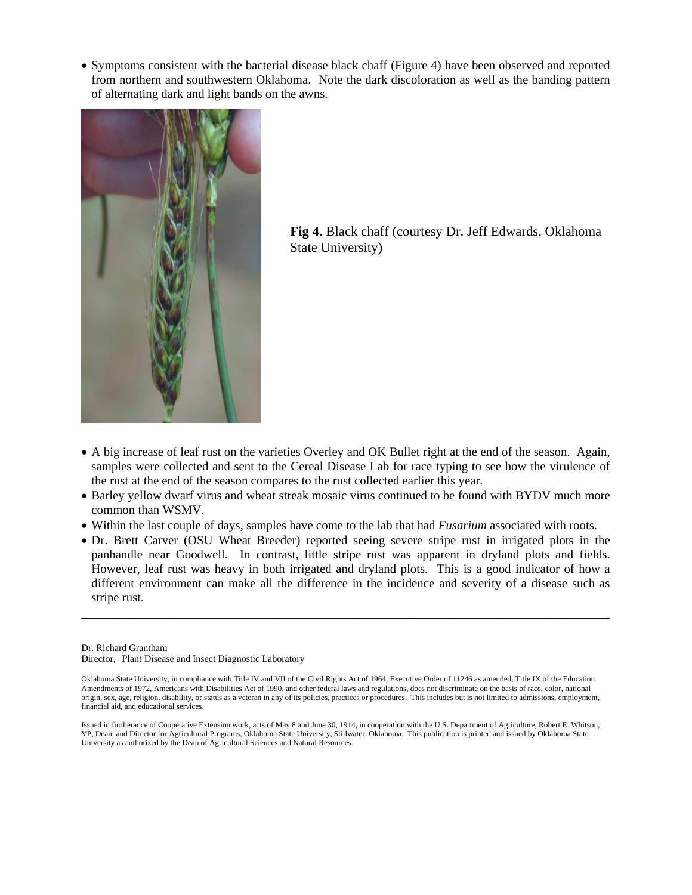- Symptoms consistent with the bacterial disease black chaff (Figure 4) have been observed and reported from northern and southwestern Oklahoma. Note the dark discoloration as well as the banding pattern of alternating dark and light bands on the awns.

**Fig 4.** Black chaff (courtesy Dr. Jeff Edwards, Oklahoma State University)

- A big increase of leaf rust on the varieties Overley and OK Bullet right at the end of the season. Again, samples were collected and sent to the Cereal Disease Lab for race typing to see how the virulence of the rust at the end of the season compares to the rust collected earlier this year.
- Barley yellow dwarf virus and wheat streak mosaic virus continued to be found with BYDV much more common than WSMV.
- Within the last couple of days, samples have come to the lab that had *Fusarium* associated with roots.
- Dr. Brett Carver (OSU Wheat Breeder) reported seeing severe stripe rust in irrigated plots in the panhandle near Goodwell. In contrast, little stripe rust was apparent in dryland plots and fields. However, leaf rust was heavy in both irrigated and dryland plots. This is a good indicator of how a different environment can make all the difference in the incidence and severity of a disease such as stripe rust.

---

Dr. Richard Grantham
Director, Plant Disease and Insect Diagnostic Laboratory

Oklahoma State University, in compliance with Title IV and VII of the Civil Rights Act of 1964, Executive Order of 11246 as amended, Title IX of the Education Amendments of 1972, Americans with Disabilities Act of 1990, and other federal laws and regulations, does not discriminate on the basis of race, color, national origin, sex, age, religion, disability, or status as a veteran in any of its policies, practices or procedures. This includes but is not limited to admissions, employment, financial aid, and educational services.

Issued in furtherance of Cooperative Extension work, acts of May 8 and June 30, 1914, in cooperation with the U.S. Department of Agriculture, Robert E. Whitson, VP, Dean, and Director for Agricultural Programs, Oklahoma State University, Stillwater, Oklahoma. This publication is printed and issued by Oklahoma State University as authorized by the Dean of Agricultural Sciences and Natural Resources.